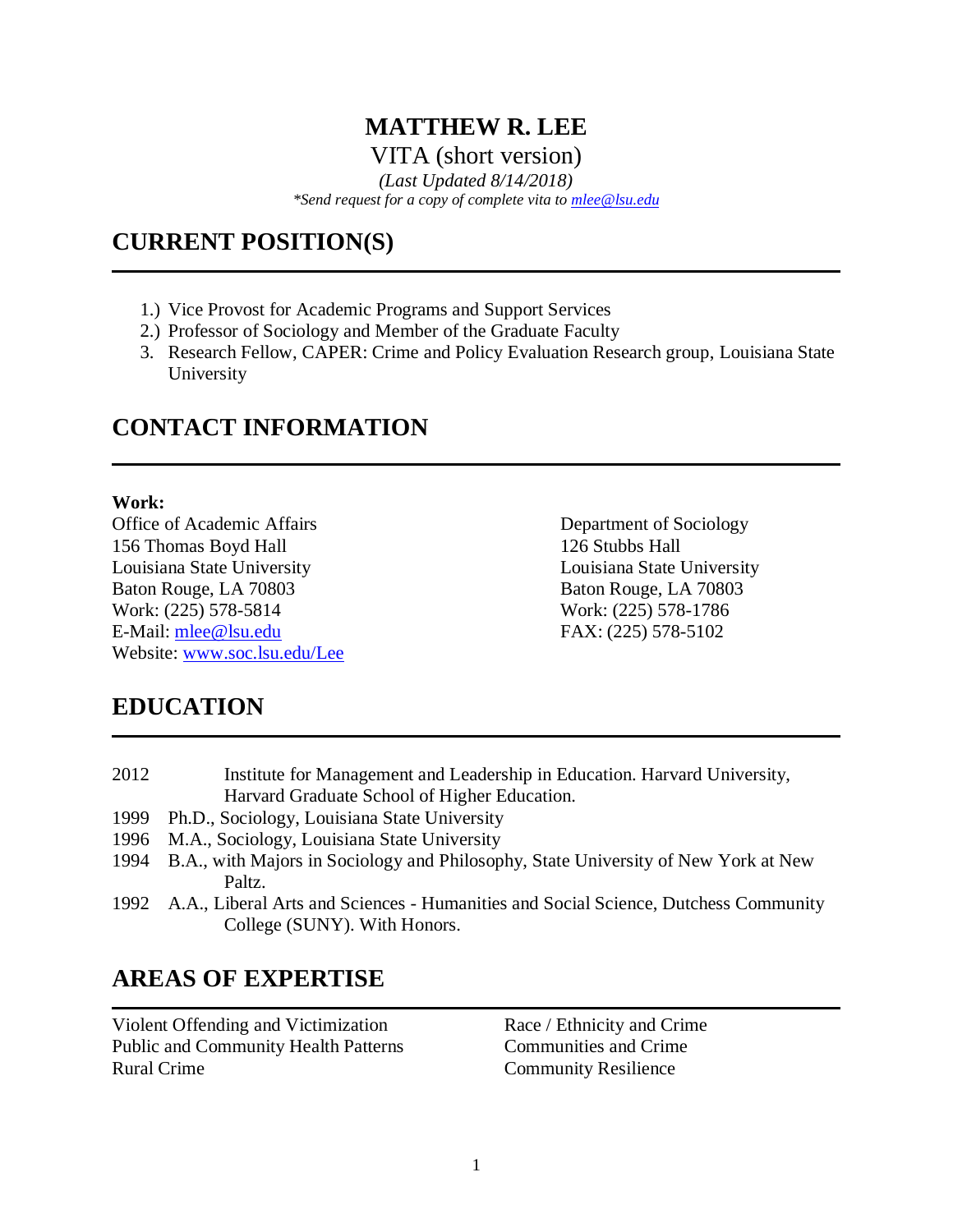# MATTHEW R. LEE

VITA (short version)

*(Last Updated 8/14/2018)*

*\*Send request for a copy of complete vita to mlee@lsu.edu*

## CURRENT POSITION(S)

1.) Vice Provost for Academic Programs and Support Services
2.) Professor of Sociology and Member of the Graduate Faculty
3. Research Fellow, CAPER: Crime and Policy Evaluation Research group, Louisiana State University

## CONTACT INFORMATION

**Work:**

Office of Academic Affairs
156 Thomas Boyd Hall
Louisiana State University
Baton Rouge, LA 70803
Work: (225) 578-5814
E-Mail: mlee@lsu.edu
Website: www.soc.lsu.edu/Lee

Department of Sociology
126 Stubbs Hall
Louisiana State University
Baton Rouge, LA 70803
Work: (225) 578-1786
FAX: (225) 578-5102

## EDUCATION

2012 Institute for Management and Leadership in Education. Harvard University, Harvard Graduate School of Higher Education.

1999 Ph.D., Sociology, Louisiana State University

1996 M.A., Sociology, Louisiana State University

1994 B.A., with Majors in Sociology and Philosophy, State University of New York at New Paltz.

1992 A.A., Liberal Arts and Sciences - Humanities and Social Science, Dutchess Community College (SUNY). With Honors.

## AREAS OF EXPERTISE

Violent Offending and Victimization
Public and Community Health Patterns
Rural Crime
Race / Ethnicity and Crime
Communities and Crime
Community Resilience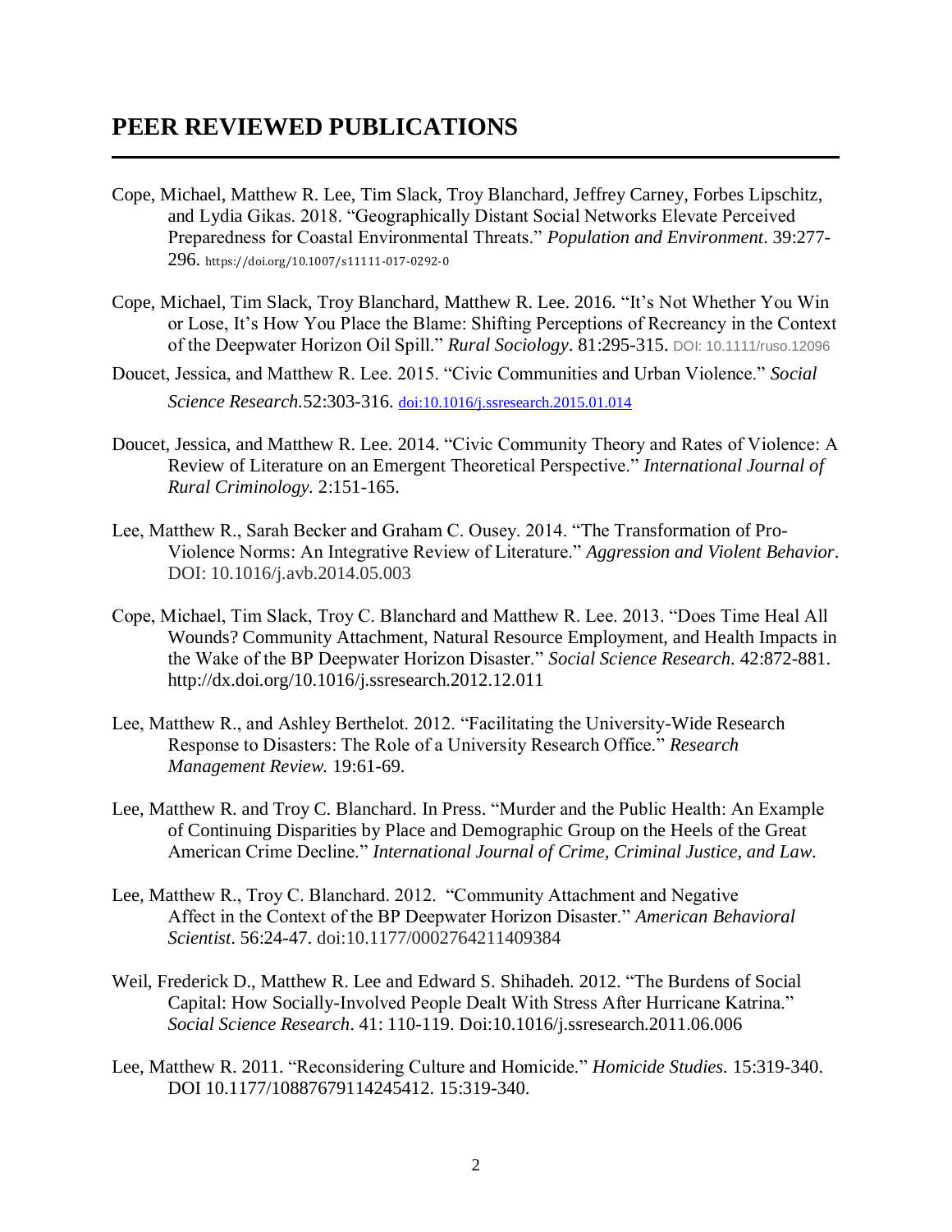# PEER REVIEWED PUBLICATIONS

Cope, Michael, Matthew R. Lee, Tim Slack, Troy Blanchard, Jeffrey Carney, Forbes Lipschitz, and Lydia Gikas. 2018. "Geographically Distant Social Networks Elevate Perceived Preparedness for Coastal Environmental Threats." *Population and Environment*. 39:277-296. https://doi.org/10.1007/s11111-017-0292-0

Cope, Michael, Tim Slack, Troy Blanchard, Matthew R. Lee. 2016. "It's Not Whether You Win or Lose, It's How You Place the Blame: Shifting Perceptions of Recreancy in the Context of the Deepwater Horizon Oil Spill." *Rural Sociology*. 81:295-315. DOI: 10.1111/ruso.12096

Doucet, Jessica, and Matthew R. Lee. 2015. "Civic Communities and Urban Violence." *Social Science Research*.52:303-316. doi:10.1016/j.ssresearch.2015.01.014

Doucet, Jessica, and Matthew R. Lee. 2014. "Civic Community Theory and Rates of Violence: A Review of Literature on an Emergent Theoretical Perspective." *International Journal of Rural Criminology*. 2:151-165.

Lee, Matthew R., Sarah Becker and Graham C. Ousey. 2014. "The Transformation of Pro-Violence Norms: An Integrative Review of Literature." *Aggression and Violent Behavior*. DOI: 10.1016/j.avb.2014.05.003

Cope, Michael, Tim Slack, Troy C. Blanchard and Matthew R. Lee. 2013. "Does Time Heal All Wounds? Community Attachment, Natural Resource Employment, and Health Impacts in the Wake of the BP Deepwater Horizon Disaster." *Social Science Research*. 42:872-881. http://dx.doi.org/10.1016/j.ssresearch.2012.12.011

Lee, Matthew R., and Ashley Berthelot. 2012. "Facilitating the University-Wide Research Response to Disasters: The Role of a University Research Office." *Research Management Review.* 19:61-69.

Lee, Matthew R. and Troy C. Blanchard. In Press. "Murder and the Public Health: An Example of Continuing Disparities by Place and Demographic Group on the Heels of the Great American Crime Decline." *International Journal of Crime, Criminal Justice, and Law*.

Lee, Matthew R., Troy C. Blanchard. 2012. "Community Attachment and Negative Affect in the Context of the BP Deepwater Horizon Disaster." *American Behavioral Scientist*. 56:24-47. doi:10.1177/0002764211409384

Weil, Frederick D., Matthew R. Lee and Edward S. Shihadeh. 2012. "The Burdens of Social Capital: How Socially-Involved People Dealt With Stress After Hurricane Katrina." *Social Science Research*. 41: 110-119. Doi:10.1016/j.ssresearch.2011.06.006

Lee, Matthew R. 2011. "Reconsidering Culture and Homicide." *Homicide Studies.* 15:319-340. DOI 10.1177/10887679114245412. 15:319-340.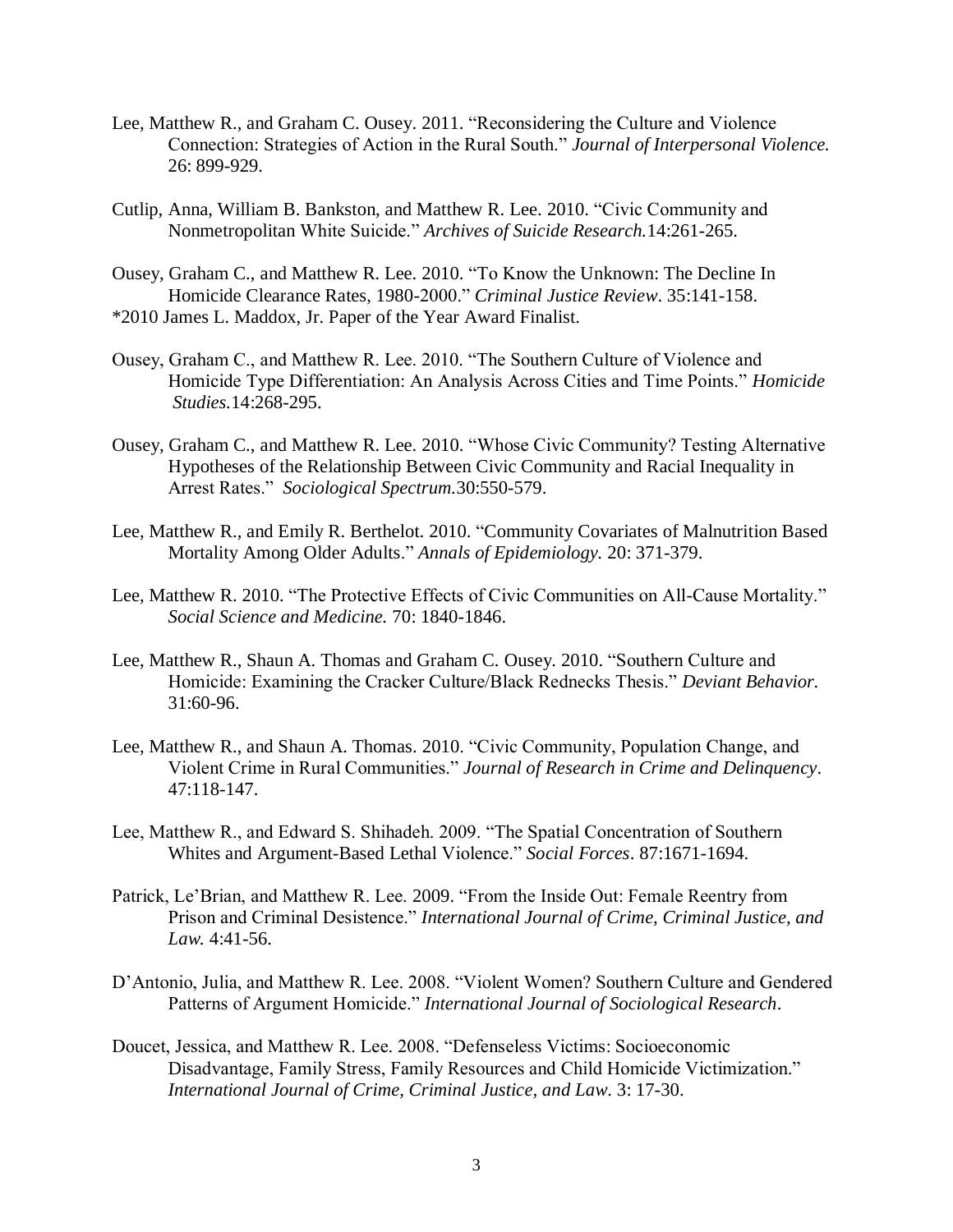Lee, Matthew R., and Graham C. Ousey. 2011. "Reconsidering the Culture and Violence Connection: Strategies of Action in the Rural South." *Journal of Interpersonal Violence.* 26: 899-929.

Cutlip, Anna, William B. Bankston, and Matthew R. Lee. 2010. "Civic Community and Nonmetropolitan White Suicide." *Archives of Suicide Research.*14:261-265.

Ousey, Graham C., and Matthew R. Lee. 2010. "To Know the Unknown: The Decline In Homicide Clearance Rates, 1980-2000." *Criminal Justice Review*. 35:141-158.
*2010 James L. Maddox, Jr. Paper of the Year Award Finalist.

Ousey, Graham C., and Matthew R. Lee. 2010. "The Southern Culture of Violence and Homicide Type Differentiation: An Analysis Across Cities and Time Points." *Homicide Studies.*14:268-295.

Ousey, Graham C., and Matthew R. Lee. 2010. "Whose Civic Community? Testing Alternative Hypotheses of the Relationship Between Civic Community and Racial Inequality in Arrest Rates." *Sociological Spectrum.*30:550-579.

Lee, Matthew R., and Emily R. Berthelot. 2010. "Community Covariates of Malnutrition Based Mortality Among Older Adults." *Annals of Epidemiology.* 20: 371-379.

Lee, Matthew R. 2010. "The Protective Effects of Civic Communities on All-Cause Mortality." *Social Science and Medicine.* 70: 1840-1846.

Lee, Matthew R., Shaun A. Thomas and Graham C. Ousey. 2010. "Southern Culture and Homicide: Examining the Cracker Culture/Black Rednecks Thesis." *Deviant Behavior*. 31:60-96.

Lee, Matthew R., and Shaun A. Thomas. 2010. "Civic Community, Population Change, and Violent Crime in Rural Communities." *Journal of Research in Crime and Delinquency*. 47:118-147.

Lee, Matthew R., and Edward S. Shihadeh. 2009. "The Spatial Concentration of Southern Whites and Argument-Based Lethal Violence." *Social Forces*. 87:1671-1694.

Patrick, Le'Brian, and Matthew R. Lee. 2009. "From the Inside Out: Female Reentry from Prison and Criminal Desistence." *International Journal of Crime, Criminal Justice, and Law.* 4:41-56.

D'Antonio, Julia, and Matthew R. Lee. 2008. "Violent Women? Southern Culture and Gendered Patterns of Argument Homicide." *International Journal of Sociological Research*.

Doucet, Jessica, and Matthew R. Lee. 2008. "Defenseless Victims: Socioeconomic Disadvantage, Family Stress, Family Resources and Child Homicide Victimization." *International Journal of Crime, Criminal Justice, and Law.* 3: 17-30.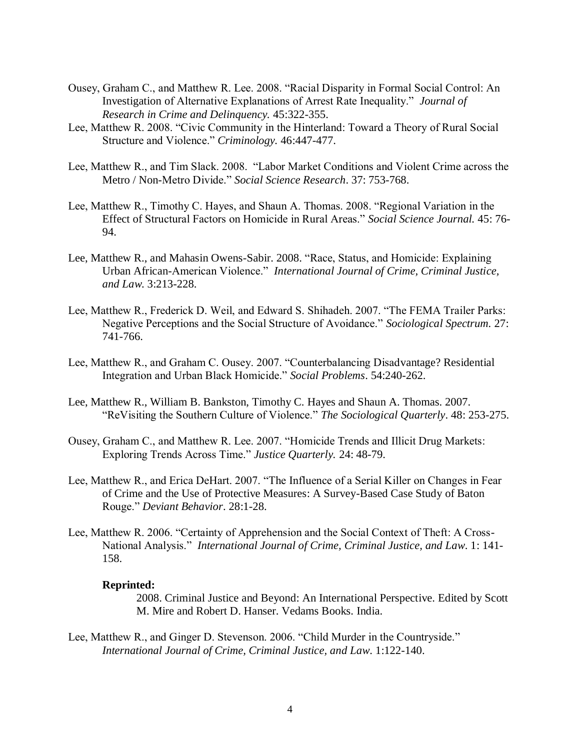Ousey, Graham C., and Matthew R. Lee. 2008. "Racial Disparity in Formal Social Control: An Investigation of Alternative Explanations of Arrest Rate Inequality." *Journal of Research in Crime and Delinquency.* 45:322-355.

Lee, Matthew R. 2008. "Civic Community in the Hinterland: Toward a Theory of Rural Social Structure and Violence." *Criminology.* 46:447-477.

Lee, Matthew R., and Tim Slack. 2008. "Labor Market Conditions and Violent Crime across the Metro / Non-Metro Divide." *Social Science Research*. 37: 753-768.

Lee, Matthew R., Timothy C. Hayes, and Shaun A. Thomas. 2008. "Regional Variation in the Effect of Structural Factors on Homicide in Rural Areas." *Social Science Journal.* 45: 76-94.

Lee, Matthew R., and Mahasin Owens-Sabir. 2008. "Race, Status, and Homicide: Explaining Urban African-American Violence." *International Journal of Crime, Criminal Justice, and Law.* 3:213-228.

Lee, Matthew R., Frederick D. Weil, and Edward S. Shihadeh. 2007. "The FEMA Trailer Parks: Negative Perceptions and the Social Structure of Avoidance." *Sociological Spectrum.* 27: 741-766.

Lee, Matthew R., and Graham C. Ousey. 2007. "Counterbalancing Disadvantage? Residential Integration and Urban Black Homicide." *Social Problems*. 54:240-262.

Lee, Matthew R., William B. Bankston, Timothy C. Hayes and Shaun A. Thomas. 2007. "ReVisiting the Southern Culture of Violence." *The Sociological Quarterly*. 48: 253-275.

Ousey, Graham C., and Matthew R. Lee. 2007. "Homicide Trends and Illicit Drug Markets: Exploring Trends Across Time." *Justice Quarterly.* 24: 48-79.

Lee, Matthew R., and Erica DeHart. 2007. "The Influence of a Serial Killer on Changes in Fear of Crime and the Use of Protective Measures: A Survey-Based Case Study of Baton Rouge." *Deviant Behavior*. 28:1-28.

Lee, Matthew R. 2006. "Certainty of Apprehension and the Social Context of Theft: A Cross-National Analysis." *International Journal of Crime, Criminal Justice, and Law.* 1: 141-158.

**Reprinted:**

2008. Criminal Justice and Beyond: An International Perspective. Edited by Scott M. Mire and Robert D. Hanser. Vedams Books. India.

Lee, Matthew R., and Ginger D. Stevenson. 2006. "Child Murder in the Countryside." *International Journal of Crime, Criminal Justice, and Law.* 1:122-140.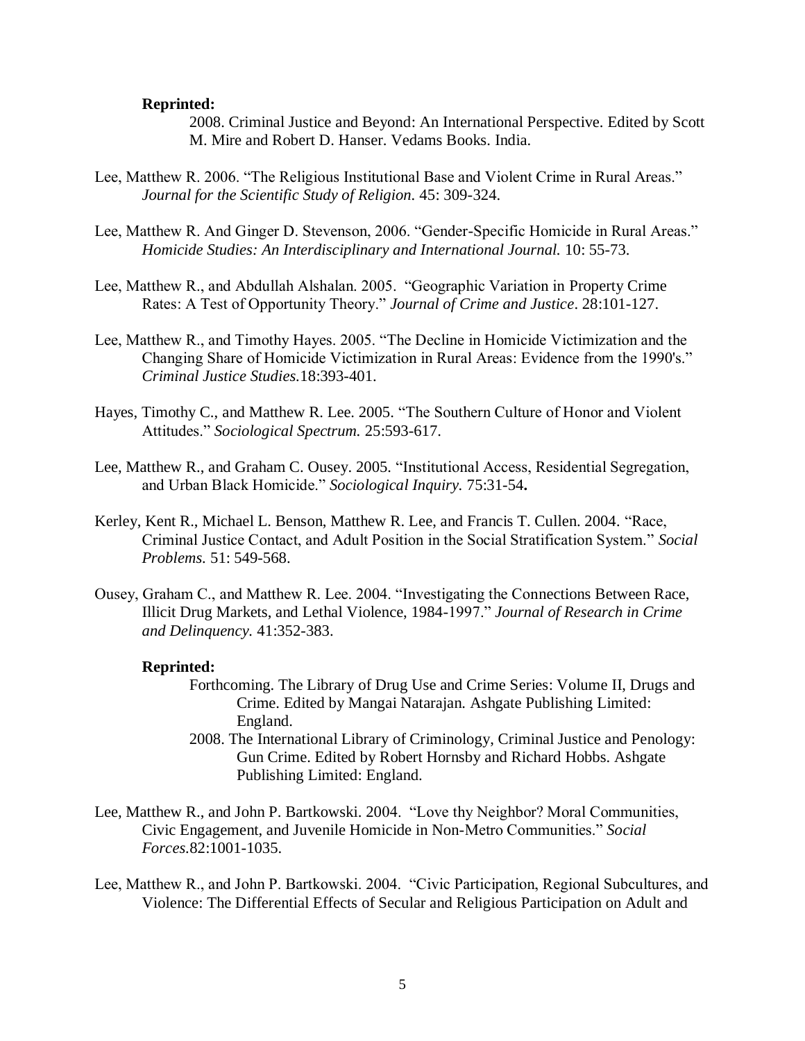**Reprinted:**

2008. Criminal Justice and Beyond: An International Perspective. Edited by Scott M. Mire and Robert D. Hanser. Vedams Books. India.

Lee, Matthew R. 2006. “The Religious Institutional Base and Violent Crime in Rural Areas.” *Journal for the Scientific Study of Religion.* 45: 309-324.

Lee, Matthew R. And Ginger D. Stevenson, 2006. “Gender-Specific Homicide in Rural Areas.” *Homicide Studies: An Interdisciplinary and International Journal.* 10: 55-73.

Lee, Matthew R., and Abdullah Alshalan. 2005. “Geographic Variation in Property Crime Rates: A Test of Opportunity Theory.” *Journal of Crime and Justice*. 28:101-127.

Lee, Matthew R., and Timothy Hayes. 2005. “The Decline in Homicide Victimization and the Changing Share of Homicide Victimization in Rural Areas: Evidence from the 1990's.” *Criminal Justice Studies.*18:393-401.

Hayes, Timothy C., and Matthew R. Lee. 2005. “The Southern Culture of Honor and Violent Attitudes.” *Sociological Spectrum.* 25:593-617.

Lee, Matthew R., and Graham C. Ousey. 2005. “Institutional Access, Residential Segregation, and Urban Black Homicide.” *Sociological Inquiry.* 75:31-54**.**

Kerley, Kent R., Michael L. Benson, Matthew R. Lee, and Francis T. Cullen. 2004. “Race, Criminal Justice Contact, and Adult Position in the Social Stratification System.” *Social Problems.* 51: 549-568.

Ousey, Graham C., and Matthew R. Lee. 2004. “Investigating the Connections Between Race, Illicit Drug Markets, and Lethal Violence, 1984-1997.” *Journal of Research in Crime and Delinquency.* 41:352-383.

**Reprinted:**

Forthcoming. The Library of Drug Use and Crime Series: Volume II, Drugs and Crime. Edited by Mangai Natarajan. Ashgate Publishing Limited: England.

2008. The International Library of Criminology, Criminal Justice and Penology: Gun Crime. Edited by Robert Hornsby and Richard Hobbs. Ashgate Publishing Limited: England.

Lee, Matthew R., and John P. Bartkowski. 2004. “Love thy Neighbor? Moral Communities, Civic Engagement, and Juvenile Homicide in Non-Metro Communities.” *Social Forces.*82:1001-1035.

Lee, Matthew R., and John P. Bartkowski. 2004. “Civic Participation, Regional Subcultures, and Violence: The Differential Effects of Secular and Religious Participation on Adult and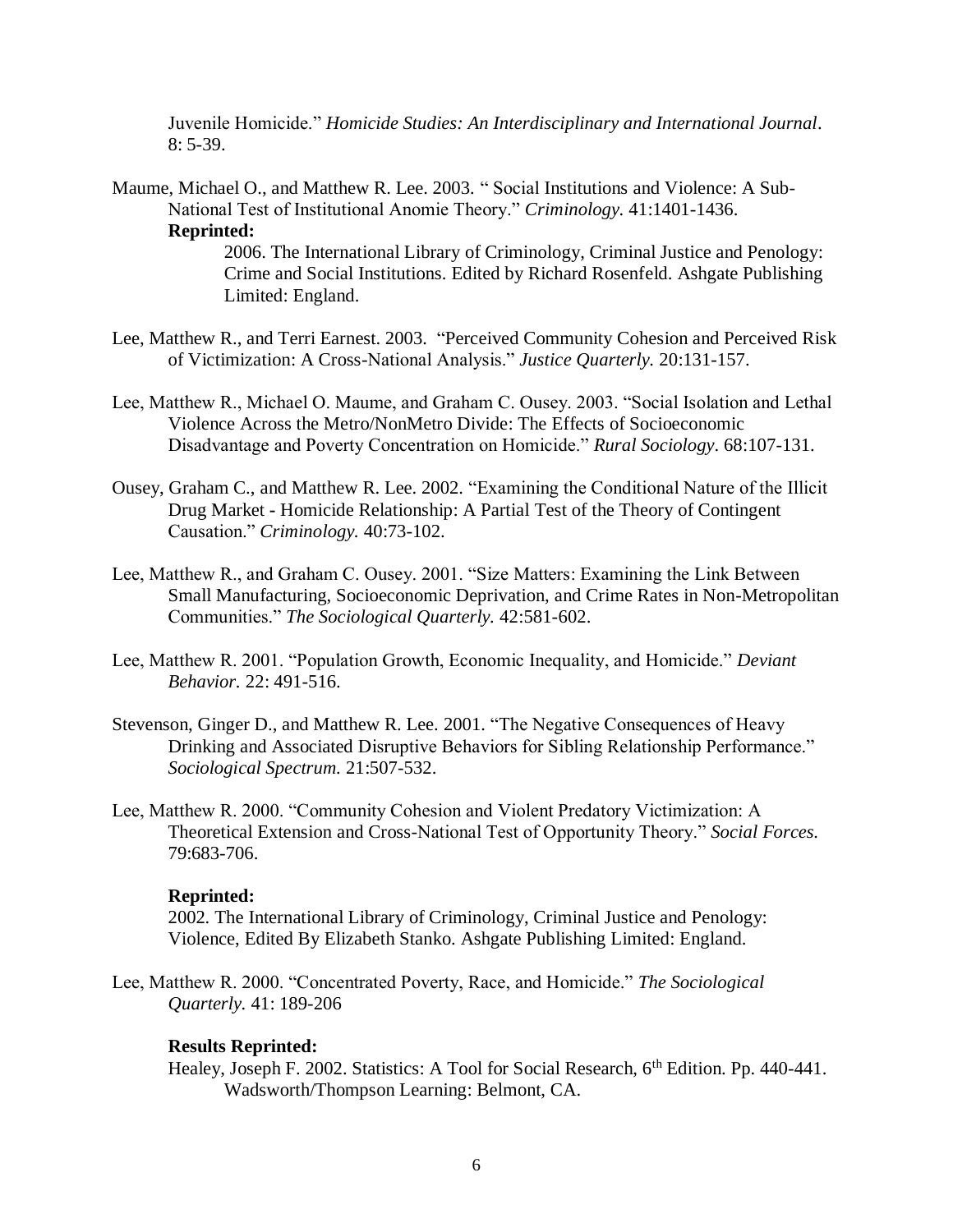Juvenile Homicide." *Homicide Studies: An Interdisciplinary and International Journal*. 8: 5-39.

Maume, Michael O., and Matthew R. Lee. 2003. " Social Institutions and Violence: A Sub-National Test of Institutional Anomie Theory." *Criminology.* 41:1401-1436.
**Reprinted:**
2006. The International Library of Criminology, Criminal Justice and Penology: Crime and Social Institutions. Edited by Richard Rosenfeld. Ashgate Publishing Limited: England.

Lee, Matthew R., and Terri Earnest. 2003. "Perceived Community Cohesion and Perceived Risk of Victimization: A Cross-National Analysis." *Justice Quarterly.* 20:131-157.

Lee, Matthew R., Michael O. Maume, and Graham C. Ousey. 2003. "Social Isolation and Lethal Violence Across the Metro/NonMetro Divide: The Effects of Socioeconomic Disadvantage and Poverty Concentration on Homicide." *Rural Sociology*. 68:107-131.

Ousey, Graham C., and Matthew R. Lee. 2002. "Examining the Conditional Nature of the Illicit Drug Market - Homicide Relationship: A Partial Test of the Theory of Contingent Causation." *Criminology.* 40:73-102.

Lee, Matthew R., and Graham C. Ousey. 2001. "Size Matters: Examining the Link Between Small Manufacturing, Socioeconomic Deprivation, and Crime Rates in Non-Metropolitan Communities." *The Sociological Quarterly.* 42:581-602.

Lee, Matthew R. 2001. "Population Growth, Economic Inequality, and Homicide." *Deviant Behavior.* 22: 491-516.

Stevenson, Ginger D., and Matthew R. Lee. 2001. "The Negative Consequences of Heavy Drinking and Associated Disruptive Behaviors for Sibling Relationship Performance." *Sociological Spectrum.* 21:507-532.

Lee, Matthew R. 2000. "Community Cohesion and Violent Predatory Victimization: A Theoretical Extension and Cross-National Test of Opportunity Theory." *Social Forces.* 79:683-706.

**Reprinted:**
2002. The International Library of Criminology, Criminal Justice and Penology: Violence, Edited By Elizabeth Stanko. Ashgate Publishing Limited: England.

Lee, Matthew R. 2000. "Concentrated Poverty, Race, and Homicide." *The Sociological Quarterly.* 41: 189-206

**Results Reprinted:**
Healey, Joseph F. 2002. Statistics: A Tool for Social Research, 6th Edition. Pp. 440-441. Wadsworth/Thompson Learning: Belmont, CA.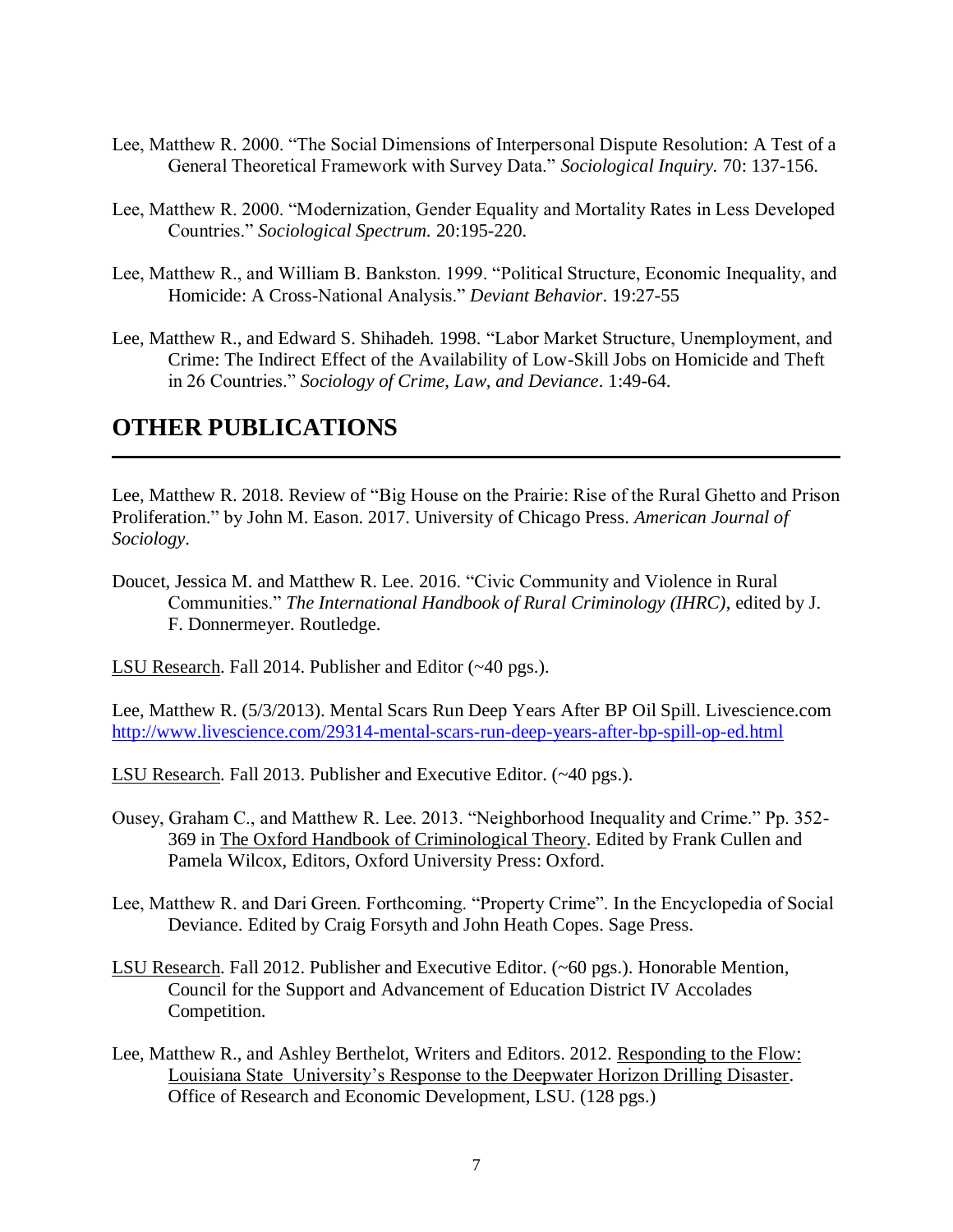Lee, Matthew R. 2000. "The Social Dimensions of Interpersonal Dispute Resolution: A Test of a General Theoretical Framework with Survey Data." *Sociological Inquiry.* 70: 137-156.

Lee, Matthew R. 2000. "Modernization, Gender Equality and Mortality Rates in Less Developed Countries." *Sociological Spectrum.* 20:195-220.

Lee, Matthew R., and William B. Bankston. 1999. "Political Structure, Economic Inequality, and Homicide: A Cross-National Analysis." *Deviant Behavior*. 19:27-55

Lee, Matthew R., and Edward S. Shihadeh. 1998. "Labor Market Structure, Unemployment, and Crime: The Indirect Effect of the Availability of Low-Skill Jobs on Homicide and Theft in 26 Countries." *Sociology of Crime, Law, and Deviance*. 1:49-64.

## OTHER PUBLICATIONS

Lee, Matthew R. 2018. Review of "Big House on the Prairie: Rise of the Rural Ghetto and Prison Proliferation." by John M. Eason. 2017. University of Chicago Press. *American Journal of Sociology*.

Doucet, Jessica M. and Matthew R. Lee. 2016. "Civic Community and Violence in Rural Communities." *The International Handbook of Rural Criminology (IHRC)*, edited by J. F. Donnermeyer. Routledge.

<u>LSU Research</u>. Fall 2014. Publisher and Editor (~40 pgs.).

Lee, Matthew R. (5/3/2013). Mental Scars Run Deep Years After BP Oil Spill. Livescience.com http://www.livescience.com/29314-mental-scars-run-deep-years-after-bp-spill-op-ed.html

<u>LSU Research</u>. Fall 2013. Publisher and Executive Editor. (~40 pgs.).

Ousey, Graham C., and Matthew R. Lee. 2013. "Neighborhood Inequality and Crime." Pp. 352-369 in <u>The Oxford Handbook of Criminological Theory</u>. Edited by Frank Cullen and Pamela Wilcox, Editors, Oxford University Press: Oxford.

Lee, Matthew R. and Dari Green. Forthcoming. "Property Crime". In the Encyclopedia of Social Deviance. Edited by Craig Forsyth and John Heath Copes. Sage Press.

<u>LSU Research</u>. Fall 2012. Publisher and Executive Editor. (~60 pgs.). Honorable Mention, Council for the Support and Advancement of Education District IV Accolades Competition.

Lee, Matthew R., and Ashley Berthelot, Writers and Editors. 2012. <u>Responding to the Flow: Louisiana State University's Response to the Deepwater Horizon Drilling Disaster</u>. Office of Research and Economic Development, LSU. (128 pgs.)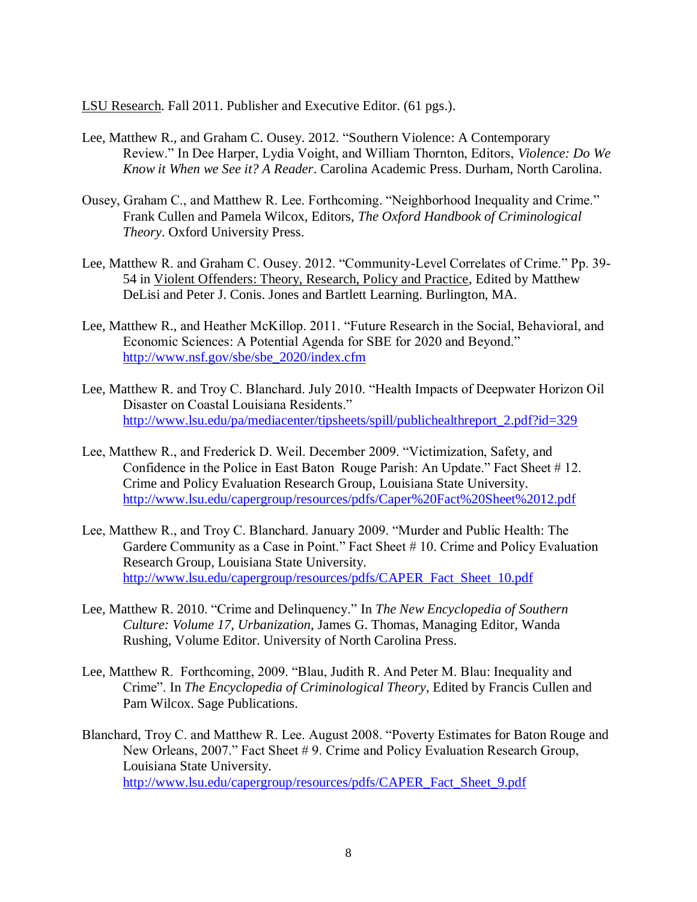LSU Research. Fall 2011. Publisher and Executive Editor. (61 pgs.).

Lee, Matthew R., and Graham C. Ousey. 2012. "Southern Violence: A Contemporary Review." In Dee Harper, Lydia Voight, and William Thornton, Editors, *Violence: Do We Know it When we See it? A Reader*. Carolina Academic Press. Durham, North Carolina.

Ousey, Graham C., and Matthew R. Lee. Forthcoming. "Neighborhood Inequality and Crime." Frank Cullen and Pamela Wilcox, Editors, *The Oxford Handbook of Criminological Theory*. Oxford University Press.

Lee, Matthew R. and Graham C. Ousey. 2012. "Community-Level Correlates of Crime." Pp. 39-54 in Violent Offenders: Theory, Research, Policy and Practice, Edited by Matthew DeLisi and Peter J. Conis. Jones and Bartlett Learning. Burlington, MA.

Lee, Matthew R., and Heather McKillop. 2011. "Future Research in the Social, Behavioral, and Economic Sciences: A Potential Agenda for SBE for 2020 and Beyond." http://www.nsf.gov/sbe/sbe_2020/index.cfm

Lee, Matthew R. and Troy C. Blanchard. July 2010. "Health Impacts of Deepwater Horizon Oil Disaster on Coastal Louisiana Residents." http://www.lsu.edu/pa/mediacenter/tipsheets/spill/publichealthreport_2.pdf?id=329

Lee, Matthew R., and Frederick D. Weil. December 2009. "Victimization, Safety, and Confidence in the Police in East Baton Rouge Parish: An Update." Fact Sheet # 12. Crime and Policy Evaluation Research Group, Louisiana State University. http://www.lsu.edu/capergroup/resources/pdfs/Caper%20Fact%20Sheet%2012.pdf

Lee, Matthew R., and Troy C. Blanchard. January 2009. "Murder and Public Health: The Gardere Community as a Case in Point." Fact Sheet # 10. Crime and Policy Evaluation Research Group, Louisiana State University. http://www.lsu.edu/capergroup/resources/pdfs/CAPER_Fact_Sheet_10.pdf

Lee, Matthew R. 2010. "Crime and Delinquency." In *The New Encyclopedia of Southern Culture: Volume 17, Urbanization*, James G. Thomas, Managing Editor, Wanda Rushing, Volume Editor. University of North Carolina Press.

Lee, Matthew R. Forthcoming, 2009. "Blau, Judith R. And Peter M. Blau: Inequality and Crime". In *The Encyclopedia of Criminological Theory*, Edited by Francis Cullen and Pam Wilcox. Sage Publications.

Blanchard, Troy C. and Matthew R. Lee. August 2008. "Poverty Estimates for Baton Rouge and New Orleans, 2007." Fact Sheet # 9. Crime and Policy Evaluation Research Group, Louisiana State University. http://www.lsu.edu/capergroup/resources/pdfs/CAPER_Fact_Sheet_9.pdf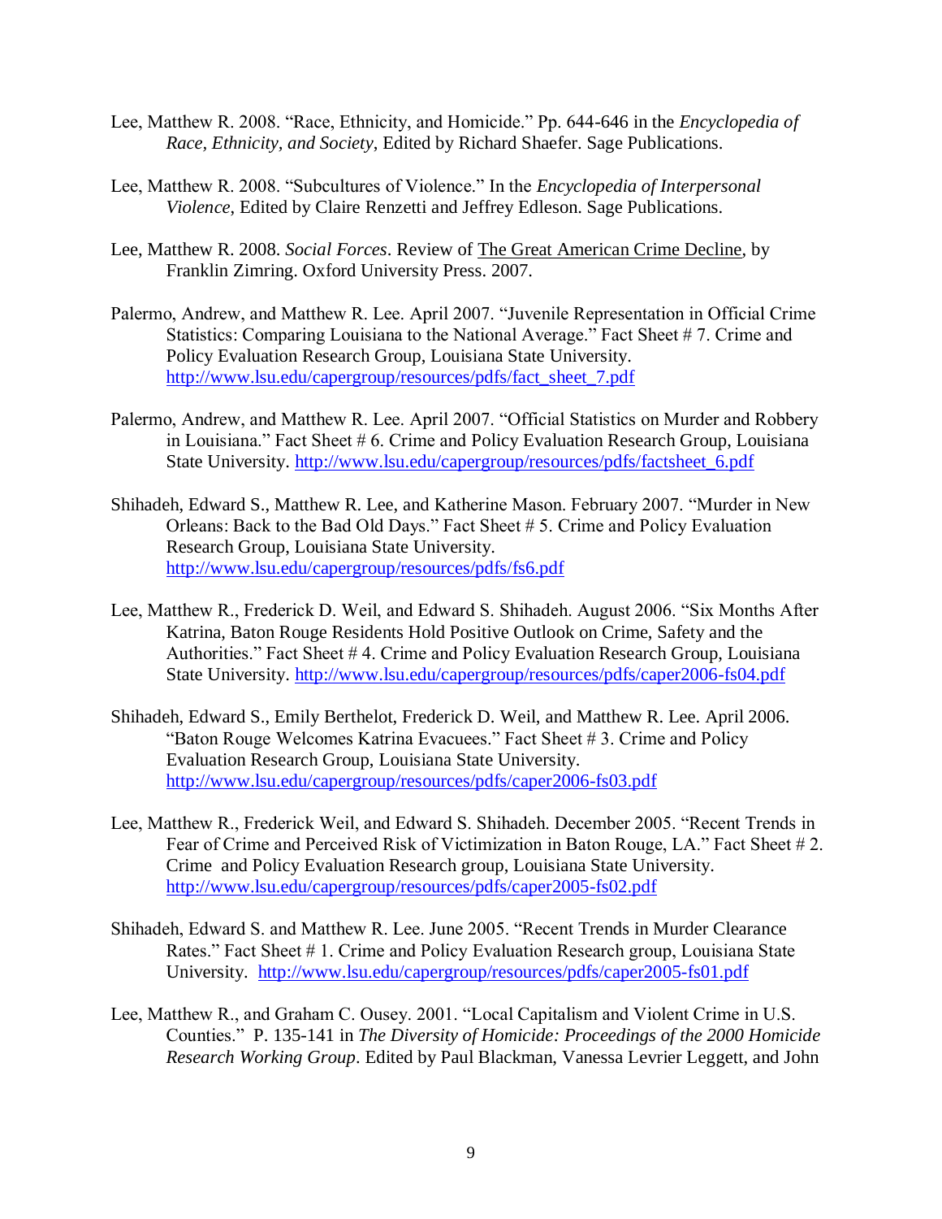Lee, Matthew R. 2008. "Race, Ethnicity, and Homicide." Pp. 644-646 in the *Encyclopedia of Race, Ethnicity, and Society*, Edited by Richard Shaefer. Sage Publications.

Lee, Matthew R. 2008. "Subcultures of Violence." In the *Encyclopedia of Interpersonal Violence*, Edited by Claire Renzetti and Jeffrey Edleson. Sage Publications.

Lee, Matthew R. 2008. *Social Forces*. Review of The Great American Crime Decline, by Franklin Zimring. Oxford University Press. 2007.

Palermo, Andrew, and Matthew R. Lee. April 2007. "Juvenile Representation in Official Crime Statistics: Comparing Louisiana to the National Average." Fact Sheet # 7. Crime and Policy Evaluation Research Group, Louisiana State University. http://www.lsu.edu/capergroup/resources/pdfs/fact_sheet_7.pdf

Palermo, Andrew, and Matthew R. Lee. April 2007. "Official Statistics on Murder and Robbery in Louisiana." Fact Sheet # 6. Crime and Policy Evaluation Research Group, Louisiana State University. http://www.lsu.edu/capergroup/resources/pdfs/factsheet_6.pdf

Shihadeh, Edward S., Matthew R. Lee, and Katherine Mason. February 2007. "Murder in New Orleans: Back to the Bad Old Days." Fact Sheet # 5. Crime and Policy Evaluation Research Group, Louisiana State University. http://www.lsu.edu/capergroup/resources/pdfs/fs6.pdf

Lee, Matthew R., Frederick D. Weil, and Edward S. Shihadeh. August 2006. "Six Months After Katrina, Baton Rouge Residents Hold Positive Outlook on Crime, Safety and the Authorities." Fact Sheet # 4. Crime and Policy Evaluation Research Group, Louisiana State University. http://www.lsu.edu/capergroup/resources/pdfs/caper2006-fs04.pdf

Shihadeh, Edward S., Emily Berthelot, Frederick D. Weil, and Matthew R. Lee. April 2006. "Baton Rouge Welcomes Katrina Evacuees." Fact Sheet # 3. Crime and Policy Evaluation Research Group, Louisiana State University. http://www.lsu.edu/capergroup/resources/pdfs/caper2006-fs03.pdf

Lee, Matthew R., Frederick Weil, and Edward S. Shihadeh. December 2005. "Recent Trends in Fear of Crime and Perceived Risk of Victimization in Baton Rouge, LA." Fact Sheet # 2. Crime and Policy Evaluation Research group, Louisiana State University. http://www.lsu.edu/capergroup/resources/pdfs/caper2005-fs02.pdf

Shihadeh, Edward S. and Matthew R. Lee. June 2005. "Recent Trends in Murder Clearance Rates." Fact Sheet # 1. Crime and Policy Evaluation Research group, Louisiana State University. http://www.lsu.edu/capergroup/resources/pdfs/caper2005-fs01.pdf

Lee, Matthew R., and Graham C. Ousey. 2001. "Local Capitalism and Violent Crime in U.S. Counties." P. 135-141 in *The Diversity of Homicide: Proceedings of the 2000 Homicide Research Working Group*. Edited by Paul Blackman, Vanessa Levrier Leggett, and John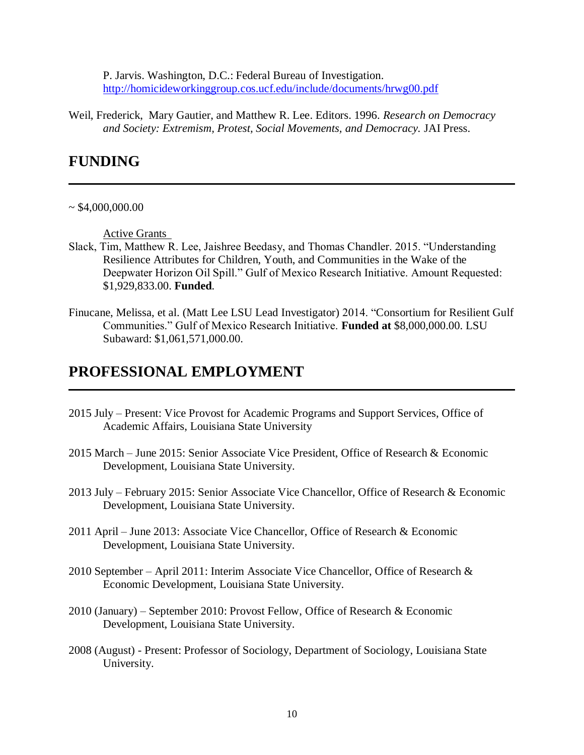P. Jarvis. Washington, D.C.: Federal Bureau of Investigation. [http://homicideworkinggroup.cos.ucf.edu/include/documents/hrwg00.pdf](http://homicideworkinggroup.cos.ucf.edu/include/documents/hrwg00.pdf)

Weil, Frederick, Mary Gautier, and Matthew R. Lee. Editors. 1996. *Research on Democracy and Society: Extremism, Protest, Social Movements, and Democracy.* JAI Press.

## FUNDING

~ $4,000,000.00

Active Grants

Slack, Tim, Matthew R. Lee, Jaishree Beedasy, and Thomas Chandler. 2015. "Understanding Resilience Attributes for Children, Youth, and Communities in the Wake of the Deepwater Horizon Oil Spill." Gulf of Mexico Research Initiative. Amount Requested: $1,929,833.00. **Funded**.

Finucane, Melissa, et al. (Matt Lee LSU Lead Investigator) 2014. "Consortium for Resilient Gulf Communities." Gulf of Mexico Research Initiative. **Funded at** $8,000,000.00. LSU Subaward: $1,061,571,000.00.

## PROFESSIONAL EMPLOYMENT

2015 July – Present: Vice Provost for Academic Programs and Support Services, Office of Academic Affairs, Louisiana State University

2015 March – June 2015: Senior Associate Vice President, Office of Research & Economic Development, Louisiana State University.

2013 July – February 2015: Senior Associate Vice Chancellor, Office of Research & Economic Development, Louisiana State University.

2011 April – June 2013: Associate Vice Chancellor, Office of Research & Economic Development, Louisiana State University.

2010 September – April 2011: Interim Associate Vice Chancellor, Office of Research & Economic Development, Louisiana State University.

2010 (January) – September 2010: Provost Fellow, Office of Research & Economic Development, Louisiana State University.

2008 (August) - Present: Professor of Sociology, Department of Sociology, Louisiana State University.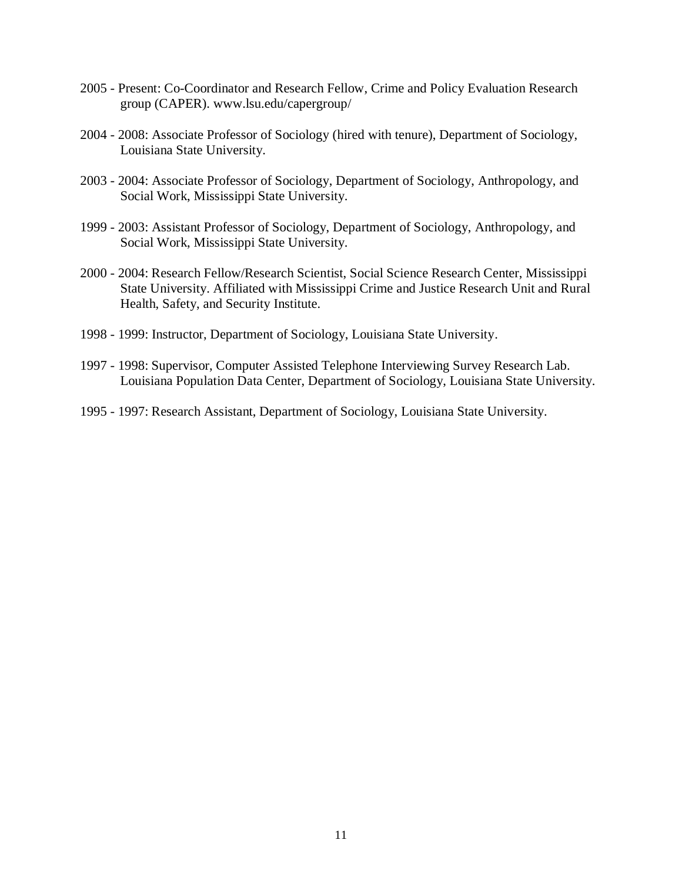2005 - Present: Co-Coordinator and Research Fellow, Crime and Policy Evaluation Research group (CAPER). www.lsu.edu/capergroup/

2004 - 2008: Associate Professor of Sociology (hired with tenure), Department of Sociology, Louisiana State University.

2003 - 2004: Associate Professor of Sociology, Department of Sociology, Anthropology, and Social Work, Mississippi State University.

1999 - 2003: Assistant Professor of Sociology, Department of Sociology, Anthropology, and Social Work, Mississippi State University.

2000 - 2004: Research Fellow/Research Scientist, Social Science Research Center, Mississippi State University. Affiliated with Mississippi Crime and Justice Research Unit and Rural Health, Safety, and Security Institute.

1998 - 1999: Instructor, Department of Sociology, Louisiana State University.

1997 - 1998: Supervisor, Computer Assisted Telephone Interviewing Survey Research Lab. Louisiana Population Data Center, Department of Sociology, Louisiana State University.

1995 - 1997: Research Assistant, Department of Sociology, Louisiana State University.